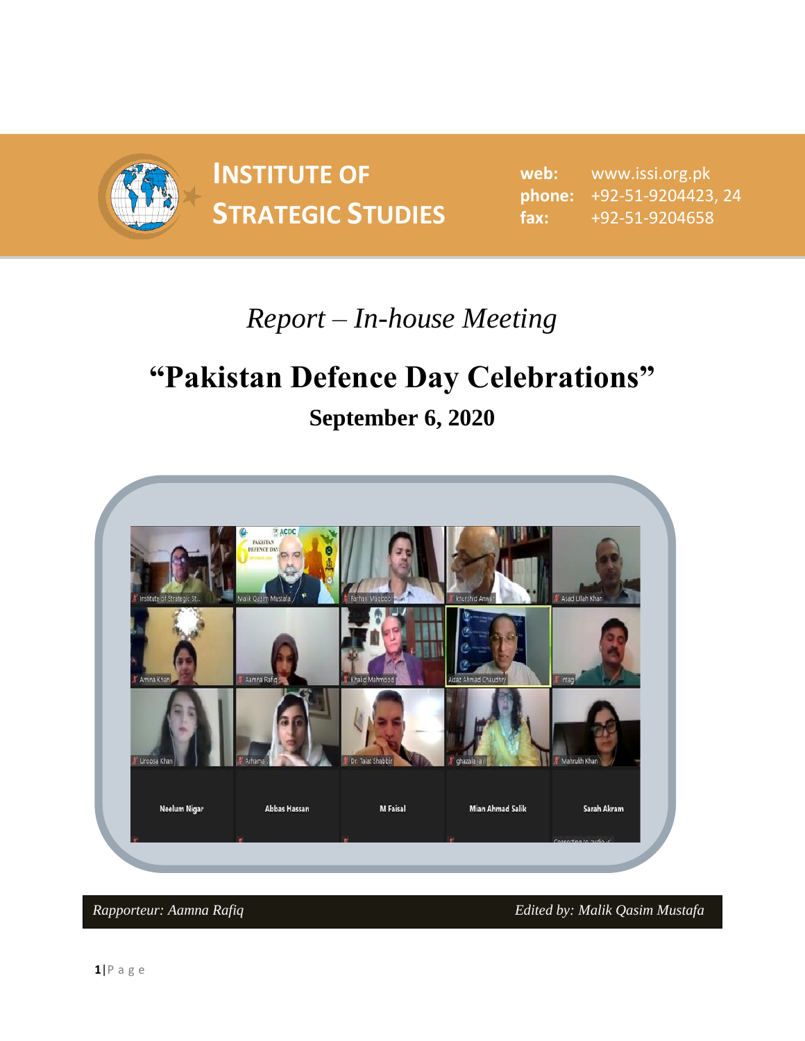**INSTITUTE OF STRATEGIC STUDIES**

**web:** www.issi.org.pk
**phone:** +92-51-9204423, 24
**fax:** +92-51-9204658

*Report – In-house Meeting*

# "Pakistan Defence Day Celebrations"

## September 6, 2020

*Rapporteur: Aamna Rafiq* *Edited by: Malik Qasim Mustafa*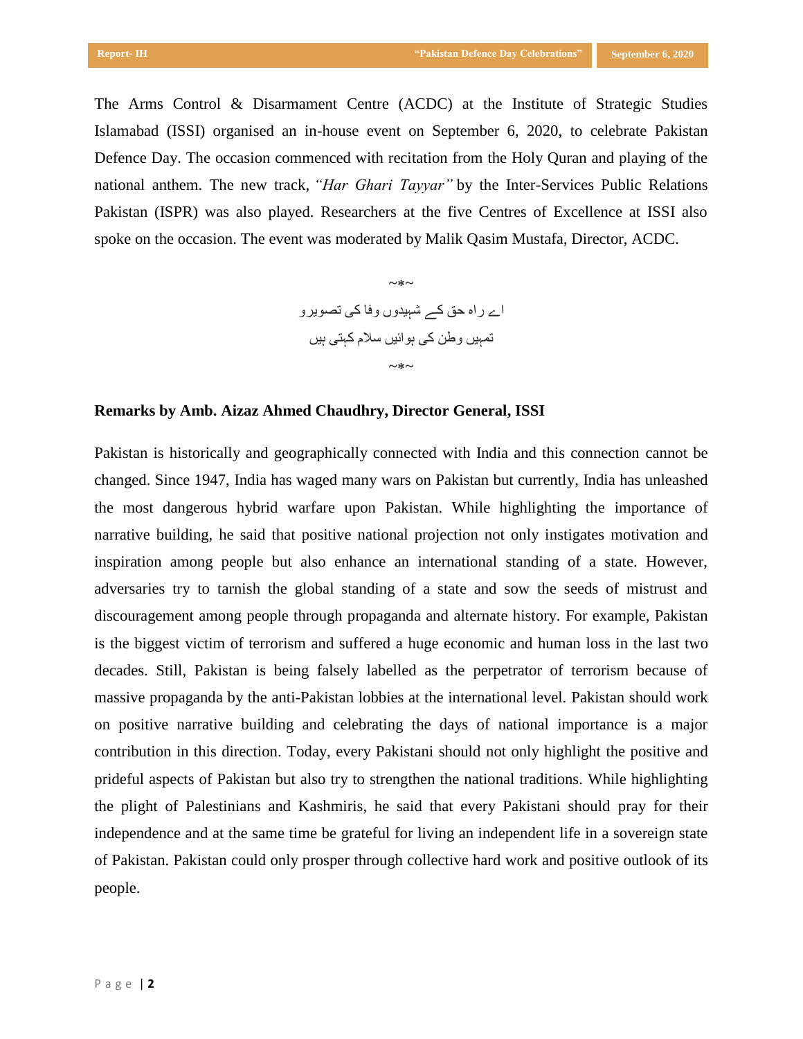The Arms Control & Disarmament Centre (ACDC) at the Institute of Strategic Studies Islamabad (ISSI) organised an in-house event on September 6, 2020, to celebrate Pakistan Defence Day. The occasion commenced with recitation from the Holy Quran and playing of the national anthem. The new track, *"Har Ghari Tayyar"* by the Inter-Services Public Relations Pakistan (ISPR) was also played. Researchers at the five Centres of Excellence at ISSI also spoke on the occasion. The event was moderated by Malik Qasim Mustafa, Director, ACDC.

~*~

اے راہ حق کے شہیدوں وفا کی تصویرو

تمہیں وطن کی ہوائیں سلام کہتی ہیں

~*~

**Remarks by Amb. Aizaz Ahmed Chaudhry, Director General, ISSI**

Pakistan is historically and geographically connected with India and this connection cannot be changed. Since 1947, India has waged many wars on Pakistan but currently, India has unleashed the most dangerous hybrid warfare upon Pakistan. While highlighting the importance of narrative building, he said that positive national projection not only instigates motivation and inspiration among people but also enhance an international standing of a state. However, adversaries try to tarnish the global standing of a state and sow the seeds of mistrust and discouragement among people through propaganda and alternate history. For example, Pakistan is the biggest victim of terrorism and suffered a huge economic and human loss in the last two decades. Still, Pakistan is being falsely labelled as the perpetrator of terrorism because of massive propaganda by the anti-Pakistan lobbies at the international level. Pakistan should work on positive narrative building and celebrating the days of national importance is a major contribution in this direction. Today, every Pakistani should not only highlight the positive and prideful aspects of Pakistan but also try to strengthen the national traditions. While highlighting the plight of Palestinians and Kashmiris, he said that every Pakistani should pray for their independence and at the same time be grateful for living an independent life in a sovereign state of Pakistan. Pakistan could only prosper through collective hard work and positive outlook of its people.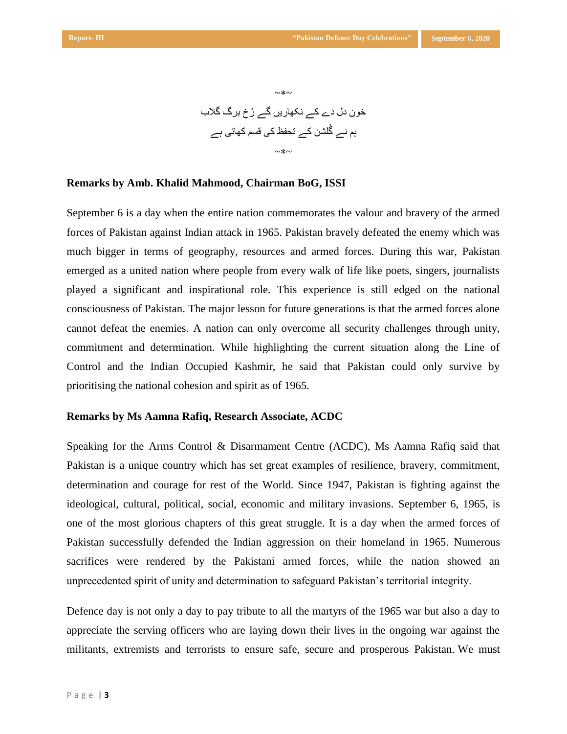~\*~

خون دل دے کے نکھاریں گے رُخ برگ گلاب

ہم نے گُلشن کے تحفظ کی قسم کھائی ہے

~\*~

**Remarks by Amb. Khalid Mahmood, Chairman BoG, ISSI**

September 6 is a day when the entire nation commemorates the valour and bravery of the armed forces of Pakistan against Indian attack in 1965. Pakistan bravely defeated the enemy which was much bigger in terms of geography, resources and armed forces. During this war, Pakistan emerged as a united nation where people from every walk of life like poets, singers, journalists played a significant and inspirational role. This experience is still edged on the national consciousness of Pakistan. The major lesson for future generations is that the armed forces alone cannot defeat the enemies. A nation can only overcome all security challenges through unity, commitment and determination. While highlighting the current situation along the Line of Control and the Indian Occupied Kashmir, he said that Pakistan could only survive by prioritising the national cohesion and spirit as of 1965.

**Remarks by Ms Aamna Rafiq, Research Associate, ACDC**

Speaking for the Arms Control & Disarmament Centre (ACDC), Ms Aamna Rafiq said that Pakistan is a unique country which has set great examples of resilience, bravery, commitment, determination and courage for rest of the World. Since 1947, Pakistan is fighting against the ideological, cultural, political, social, economic and military invasions. September 6, 1965, is one of the most glorious chapters of this great struggle. It is a day when the armed forces of Pakistan successfully defended the Indian aggression on their homeland in 1965. Numerous sacrifices were rendered by the Pakistani armed forces, while the nation showed an unprecedented spirit of unity and determination to safeguard Pakistan's territorial integrity.

Defence day is not only a day to pay tribute to all the martyrs of the 1965 war but also a day to appreciate the serving officers who are laying down their lives in the ongoing war against the militants, extremists and terrorists to ensure safe, secure and prosperous Pakistan. We must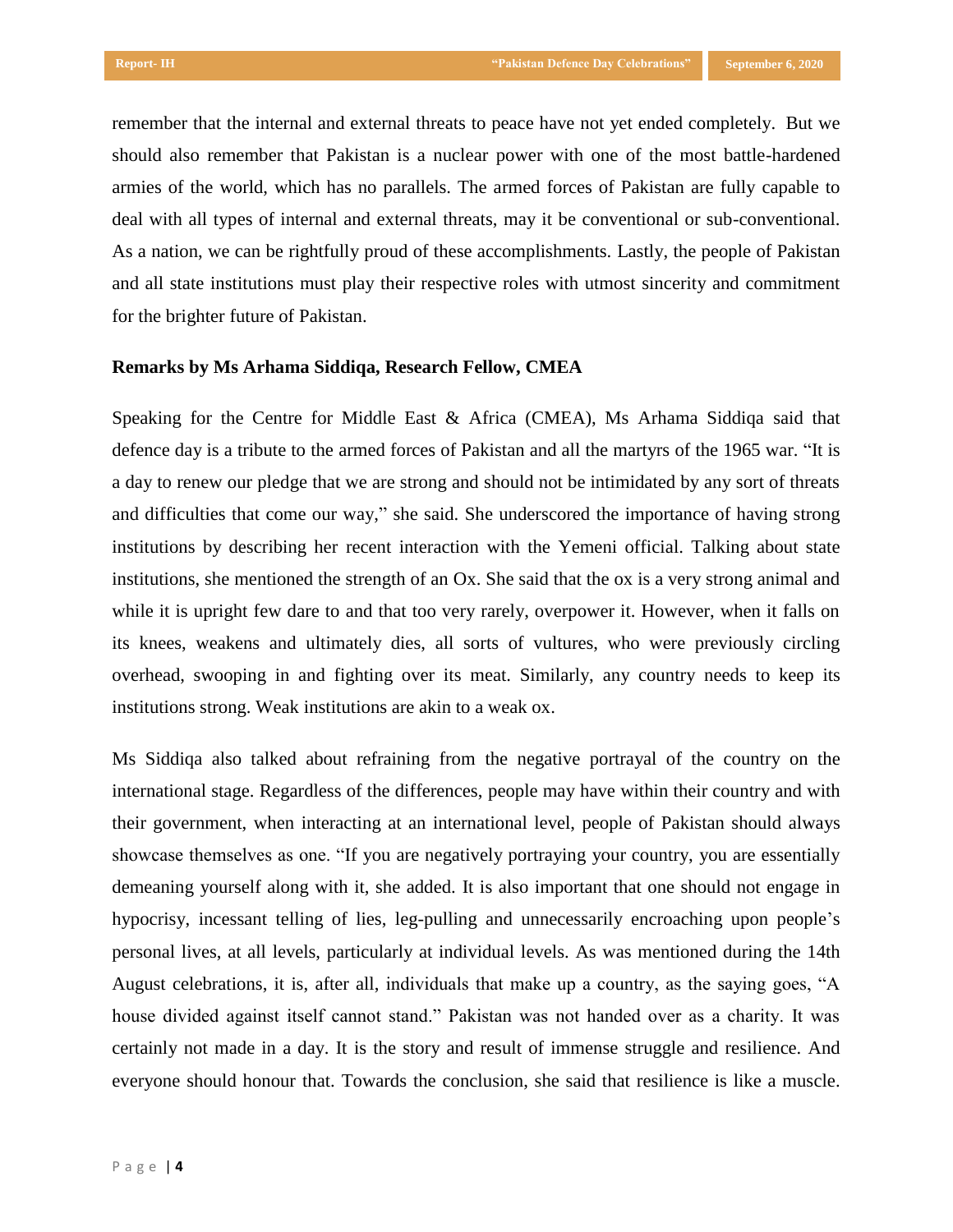remember that the internal and external threats to peace have not yet ended completely. But we should also remember that Pakistan is a nuclear power with one of the most battle-hardened armies of the world, which has no parallels. The armed forces of Pakistan are fully capable to deal with all types of internal and external threats, may it be conventional or sub-conventional. As a nation, we can be rightfully proud of these accomplishments. Lastly, the people of Pakistan and all state institutions must play their respective roles with utmost sincerity and commitment for the brighter future of Pakistan.

**Remarks by Ms Arhama Siddiqa, Research Fellow, CMEA**

Speaking for the Centre for Middle East & Africa (CMEA), Ms Arhama Siddiqa said that defence day is a tribute to the armed forces of Pakistan and all the martyrs of the 1965 war. "It is a day to renew our pledge that we are strong and should not be intimidated by any sort of threats and difficulties that come our way," she said. She underscored the importance of having strong institutions by describing her recent interaction with the Yemeni official. Talking about state institutions, she mentioned the strength of an Ox. She said that the ox is a very strong animal and while it is upright few dare to and that too very rarely, overpower it. However, when it falls on its knees, weakens and ultimately dies, all sorts of vultures, who were previously circling overhead, swooping in and fighting over its meat. Similarly, any country needs to keep its institutions strong. Weak institutions are akin to a weak ox.

Ms Siddiqa also talked about refraining from the negative portrayal of the country on the international stage. Regardless of the differences, people may have within their country and with their government, when interacting at an international level, people of Pakistan should always showcase themselves as one. "If you are negatively portraying your country, you are essentially demeaning yourself along with it, she added. It is also important that one should not engage in hypocrisy, incessant telling of lies, leg-pulling and unnecessarily encroaching upon people's personal lives, at all levels, particularly at individual levels. As was mentioned during the 14th August celebrations, it is, after all, individuals that make up a country, as the saying goes, "A house divided against itself cannot stand." Pakistan was not handed over as a charity. It was certainly not made in a day. It is the story and result of immense struggle and resilience. And everyone should honour that. Towards the conclusion, she said that resilience is like a muscle.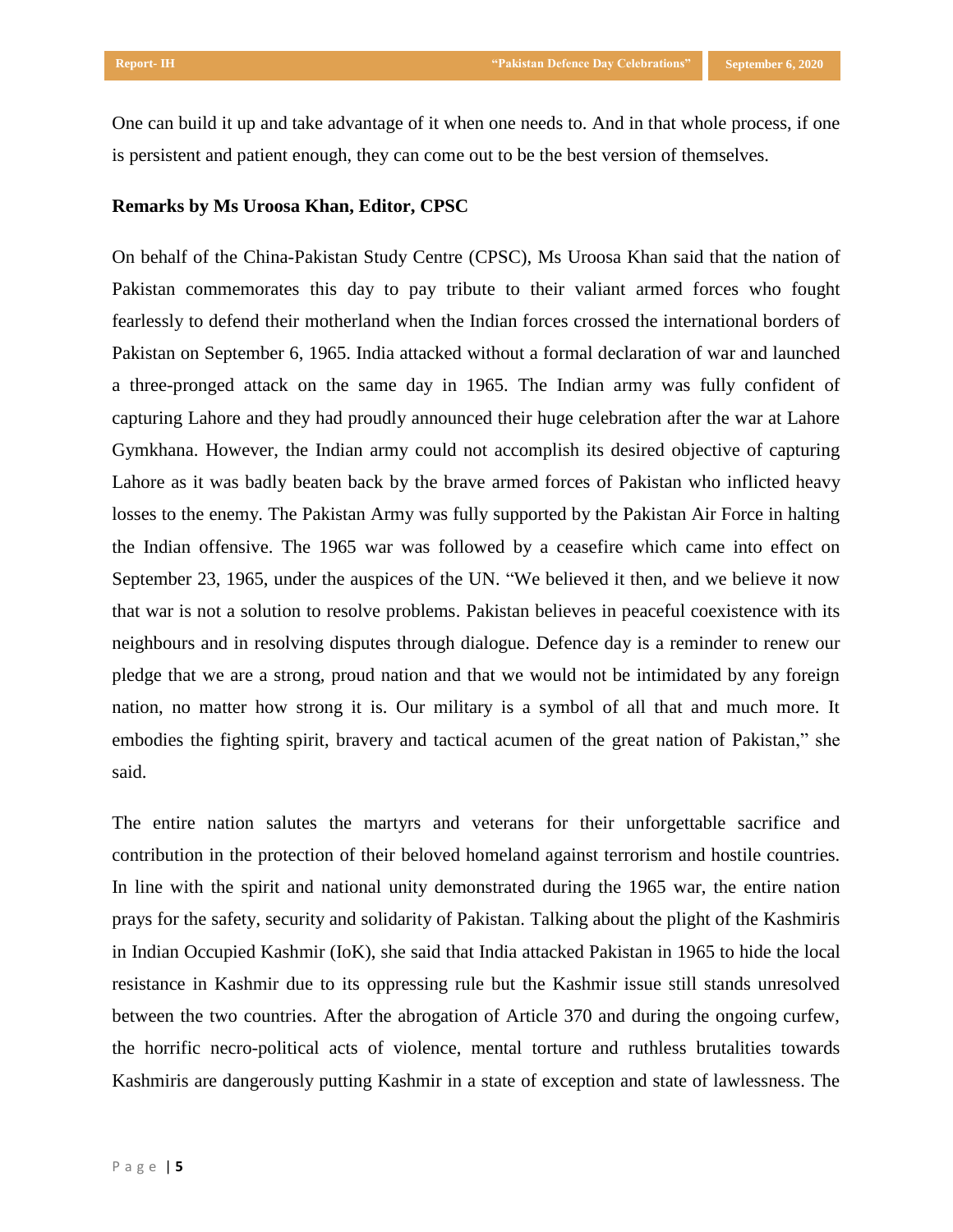One can build it up and take advantage of it when one needs to. And in that whole process, if one is persistent and patient enough, they can come out to be the best version of themselves.

**Remarks by Ms Uroosa Khan, Editor, CPSC**

On behalf of the China-Pakistan Study Centre (CPSC), Ms Uroosa Khan said that the nation of Pakistan commemorates this day to pay tribute to their valiant armed forces who fought fearlessly to defend their motherland when the Indian forces crossed the international borders of Pakistan on September 6, 1965. India attacked without a formal declaration of war and launched a three-pronged attack on the same day in 1965. The Indian army was fully confident of capturing Lahore and they had proudly announced their huge celebration after the war at Lahore Gymkhana. However, the Indian army could not accomplish its desired objective of capturing Lahore as it was badly beaten back by the brave armed forces of Pakistan who inflicted heavy losses to the enemy. The Pakistan Army was fully supported by the Pakistan Air Force in halting the Indian offensive. The 1965 war was followed by a ceasefire which came into effect on September 23, 1965, under the auspices of the UN. "We believed it then, and we believe it now that war is not a solution to resolve problems. Pakistan believes in peaceful coexistence with its neighbours and in resolving disputes through dialogue. Defence day is a reminder to renew our pledge that we are a strong, proud nation and that we would not be intimidated by any foreign nation, no matter how strong it is. Our military is a symbol of all that and much more. It embodies the fighting spirit, bravery and tactical acumen of the great nation of Pakistan," she said.

The entire nation salutes the martyrs and veterans for their unforgettable sacrifice and contribution in the protection of their beloved homeland against terrorism and hostile countries. In line with the spirit and national unity demonstrated during the 1965 war, the entire nation prays for the safety, security and solidarity of Pakistan. Talking about the plight of the Kashmiris in Indian Occupied Kashmir (IoK), she said that India attacked Pakistan in 1965 to hide the local resistance in Kashmir due to its oppressing rule but the Kashmir issue still stands unresolved between the two countries. After the abrogation of Article 370 and during the ongoing curfew, the horrific necro-political acts of violence, mental torture and ruthless brutalities towards Kashmiris are dangerously putting Kashmir in a state of exception and state of lawlessness. The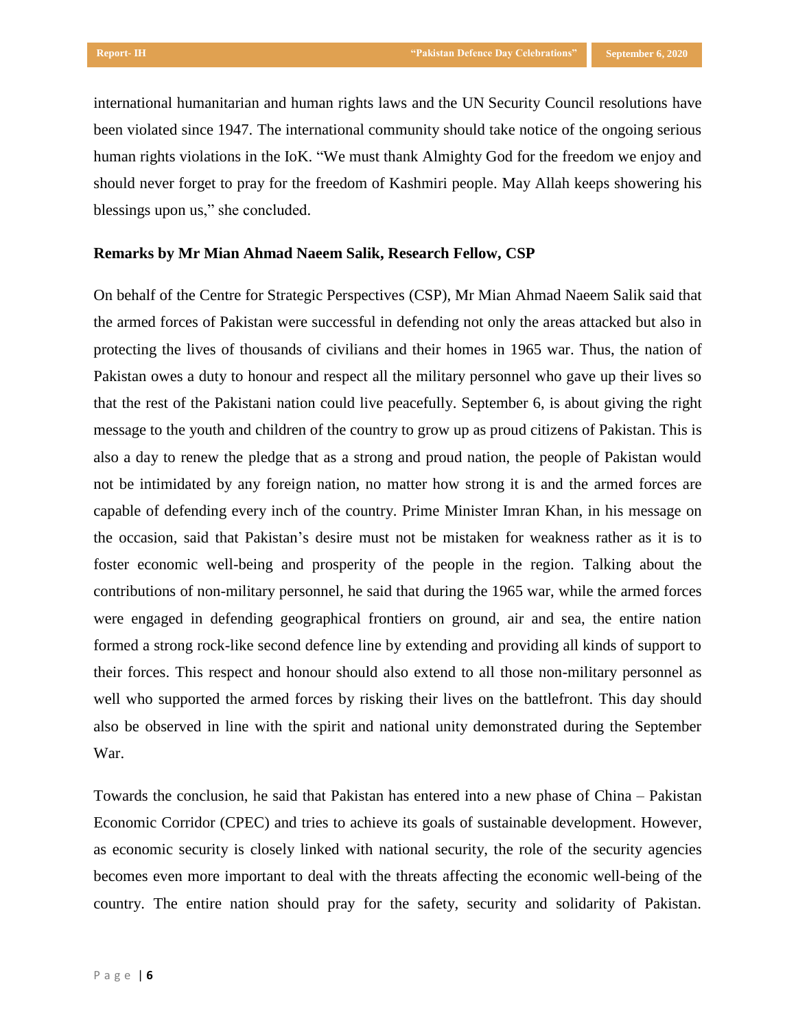international humanitarian and human rights laws and the UN Security Council resolutions have been violated since 1947. The international community should take notice of the ongoing serious human rights violations in the IoK. "We must thank Almighty God for the freedom we enjoy and should never forget to pray for the freedom of Kashmiri people. May Allah keeps showering his blessings upon us," she concluded.

**Remarks by Mr Mian Ahmad Naeem Salik, Research Fellow, CSP**

On behalf of the Centre for Strategic Perspectives (CSP), Mr Mian Ahmad Naeem Salik said that the armed forces of Pakistan were successful in defending not only the areas attacked but also in protecting the lives of thousands of civilians and their homes in 1965 war. Thus, the nation of Pakistan owes a duty to honour and respect all the military personnel who gave up their lives so that the rest of the Pakistani nation could live peacefully. September 6, is about giving the right message to the youth and children of the country to grow up as proud citizens of Pakistan. This is also a day to renew the pledge that as a strong and proud nation, the people of Pakistan would not be intimidated by any foreign nation, no matter how strong it is and the armed forces are capable of defending every inch of the country. Prime Minister Imran Khan, in his message on the occasion, said that Pakistan's desire must not be mistaken for weakness rather as it is to foster economic well-being and prosperity of the people in the region. Talking about the contributions of non-military personnel, he said that during the 1965 war, while the armed forces were engaged in defending geographical frontiers on ground, air and sea, the entire nation formed a strong rock-like second defence line by extending and providing all kinds of support to their forces. This respect and honour should also extend to all those non-military personnel as well who supported the armed forces by risking their lives on the battlefront. This day should also be observed in line with the spirit and national unity demonstrated during the September War.

Towards the conclusion, he said that Pakistan has entered into a new phase of China – Pakistan Economic Corridor (CPEC) and tries to achieve its goals of sustainable development. However, as economic security is closely linked with national security, the role of the security agencies becomes even more important to deal with the threats affecting the economic well-being of the country. The entire nation should pray for the safety, security and solidarity of Pakistan.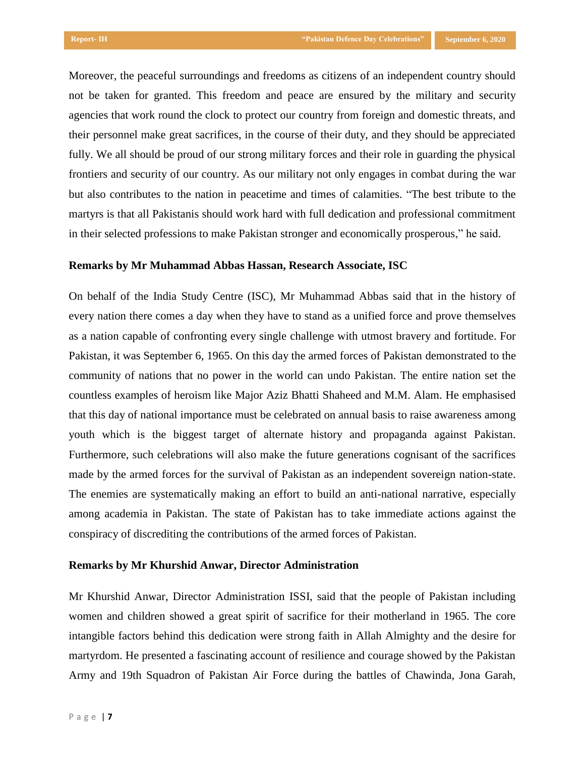Moreover, the peaceful surroundings and freedoms as citizens of an independent country should not be taken for granted. This freedom and peace are ensured by the military and security agencies that work round the clock to protect our country from foreign and domestic threats, and their personnel make great sacrifices, in the course of their duty, and they should be appreciated fully. We all should be proud of our strong military forces and their role in guarding the physical frontiers and security of our country. As our military not only engages in combat during the war but also contributes to the nation in peacetime and times of calamities. "The best tribute to the martyrs is that all Pakistanis should work hard with full dedication and professional commitment in their selected professions to make Pakistan stronger and economically prosperous," he said.

**Remarks by Mr Muhammad Abbas Hassan, Research Associate, ISC**

On behalf of the India Study Centre (ISC), Mr Muhammad Abbas said that in the history of every nation there comes a day when they have to stand as a unified force and prove themselves as a nation capable of confronting every single challenge with utmost bravery and fortitude. For Pakistan, it was September 6, 1965. On this day the armed forces of Pakistan demonstrated to the community of nations that no power in the world can undo Pakistan. The entire nation set the countless examples of heroism like Major Aziz Bhatti Shaheed and M.M. Alam. He emphasised that this day of national importance must be celebrated on annual basis to raise awareness among youth which is the biggest target of alternate history and propaganda against Pakistan. Furthermore, such celebrations will also make the future generations cognisant of the sacrifices made by the armed forces for the survival of Pakistan as an independent sovereign nation-state. The enemies are systematically making an effort to build an anti-national narrative, especially among academia in Pakistan. The state of Pakistan has to take immediate actions against the conspiracy of discrediting the contributions of the armed forces of Pakistan.

**Remarks by Mr Khurshid Anwar, Director Administration**

Mr Khurshid Anwar, Director Administration ISSI, said that the people of Pakistan including women and children showed a great spirit of sacrifice for their motherland in 1965. The core intangible factors behind this dedication were strong faith in Allah Almighty and the desire for martyrdom. He presented a fascinating account of resilience and courage showed by the Pakistan Army and 19th Squadron of Pakistan Air Force during the battles of Chawinda, Jona Garah,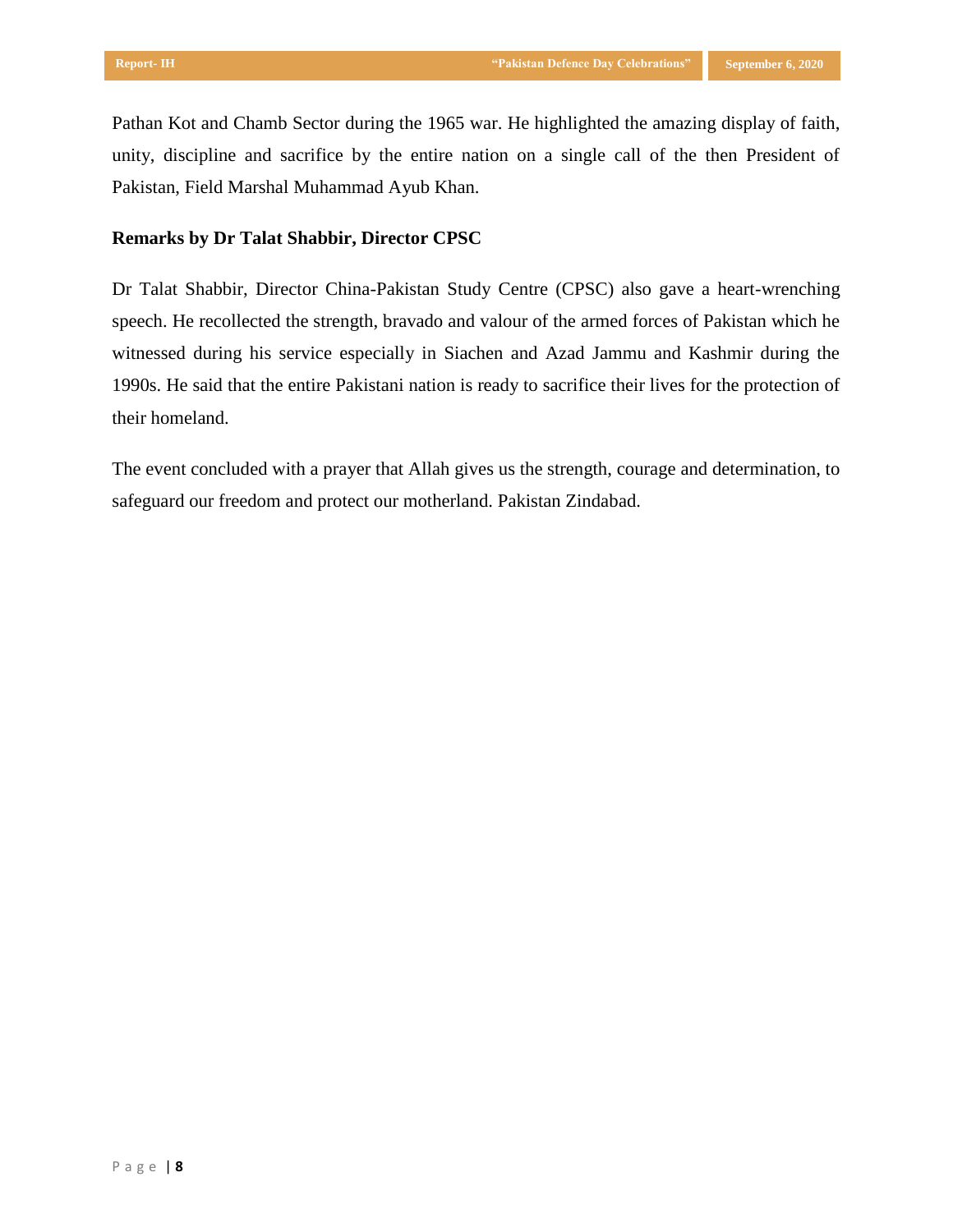Pathan Kot and Chamb Sector during the 1965 war. He highlighted the amazing display of faith, unity, discipline and sacrifice by the entire nation on a single call of the then President of Pakistan, Field Marshal Muhammad Ayub Khan.

**Remarks by Dr Talat Shabbir, Director CPSC**

Dr Talat Shabbir, Director China-Pakistan Study Centre (CPSC) also gave a heart-wrenching speech. He recollected the strength, bravado and valour of the armed forces of Pakistan which he witnessed during his service especially in Siachen and Azad Jammu and Kashmir during the 1990s. He said that the entire Pakistani nation is ready to sacrifice their lives for the protection of their homeland.

The event concluded with a prayer that Allah gives us the strength, courage and determination, to safeguard our freedom and protect our motherland. Pakistan Zindabad.